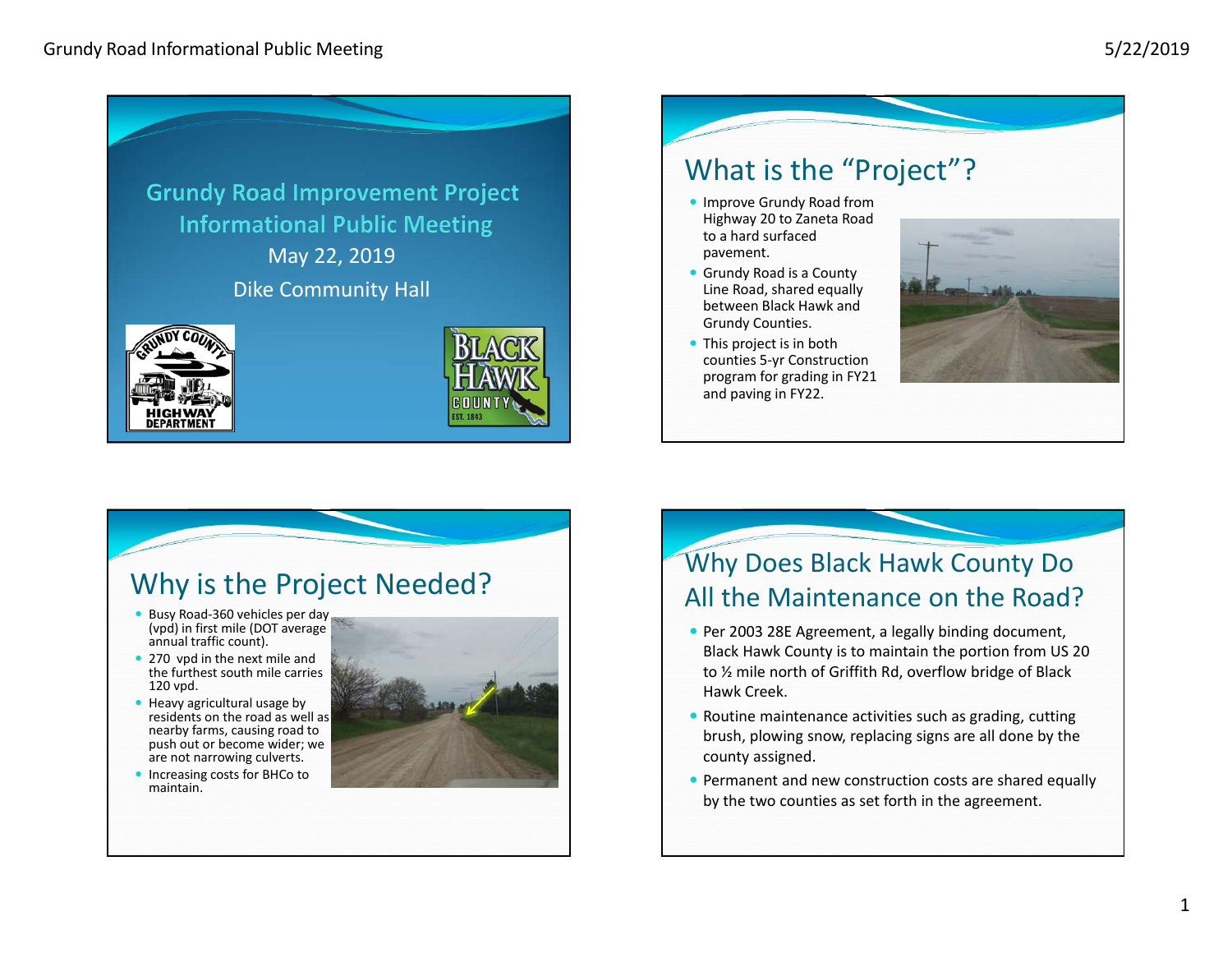# Grundy Road Improvement Project Informational Public Meeting

May 22, 2019

Dike Community Hall

## What is the "Project"?

- Improve Grundy Road from Highway 20 to Zaneta Road to a hard surfaced pavement.
- Grundy Road is a County Line Road, shared equally between Black Hawk and Grundy Counties.
- This project is in both counties 5-yr Construction program for grading in FY21 and paving in FY22.

## Why is the Project Needed?

- Busy Road-360 vehicles per day (vpd) in first mile (DOT average annual traffic count).
- 270 vpd in the next mile and the furthest south mile carries 120 vpd.
- Heavy agricultural usage by residents on the road as well as nearby farms, causing road to push out or become wider; we are not narrowing culverts.
- Increasing costs for BHCo to maintain.

## Why Does Black Hawk County Do All the Maintenance on the Road?

- Per 2003 28E Agreement, a legally binding document, Black Hawk County is to maintain the portion from US 20 to ½ mile north of Griffith Rd, overflow bridge of Black Hawk Creek.
- Routine maintenance activities such as grading, cutting brush, plowing snow, replacing signs are all done by the county assigned.
- Permanent and new construction costs are shared equally by the two counties as set forth in the agreement.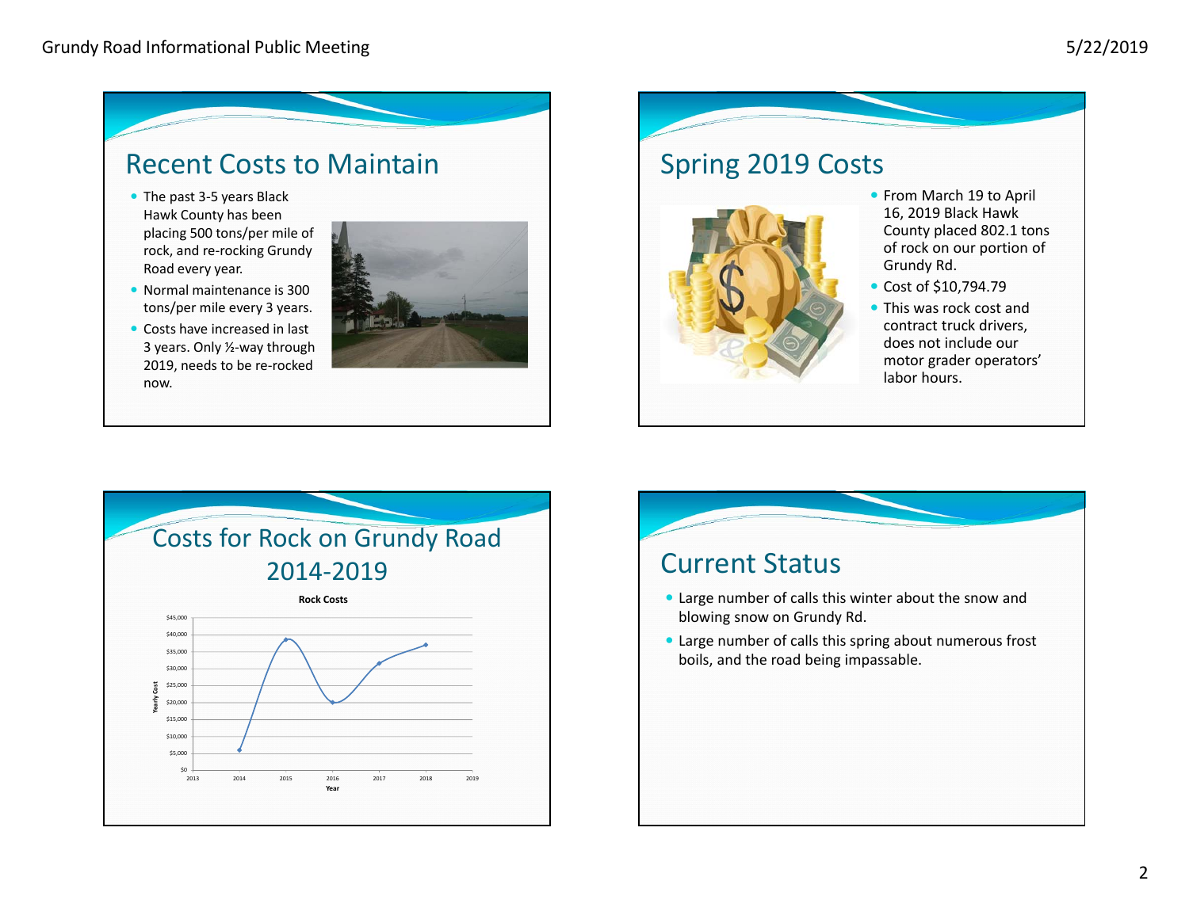## Recent Costs to Maintain

- The past 3-5 years Black Hawk County has been placing 500 tons/per mile of rock, and re-rocking Grundy Road every year.
- Normal maintenance is 300 tons/per mile every 3 years.
- Costs have increased in last 3 years. Only ½-way through 2019, needs to be re-rocked now.

## Spring 2019 Costs

- From March 19 to April 16, 2019 Black Hawk County placed 802.1 tons of rock on our portion of Grundy Rd.
- Cost of $10,794.79
- This was rock cost and contract truck drivers, does not include our motor grader operators' labor hours.

## Costs for Rock on Grundy Road 2014-2019

Rock Costs

Yearly Cost

$45,000
$40,000
$35,000
$30,000
$25,000
$20,000
$15,000
$10,000
$5,000
$0

2013 2014 2015 2016 2017 2018 2019

Year

## Current Status

- Large number of calls this winter about the snow and blowing snow on Grundy Rd.
- Large number of calls this spring about numerous frost boils, and the road being impassable.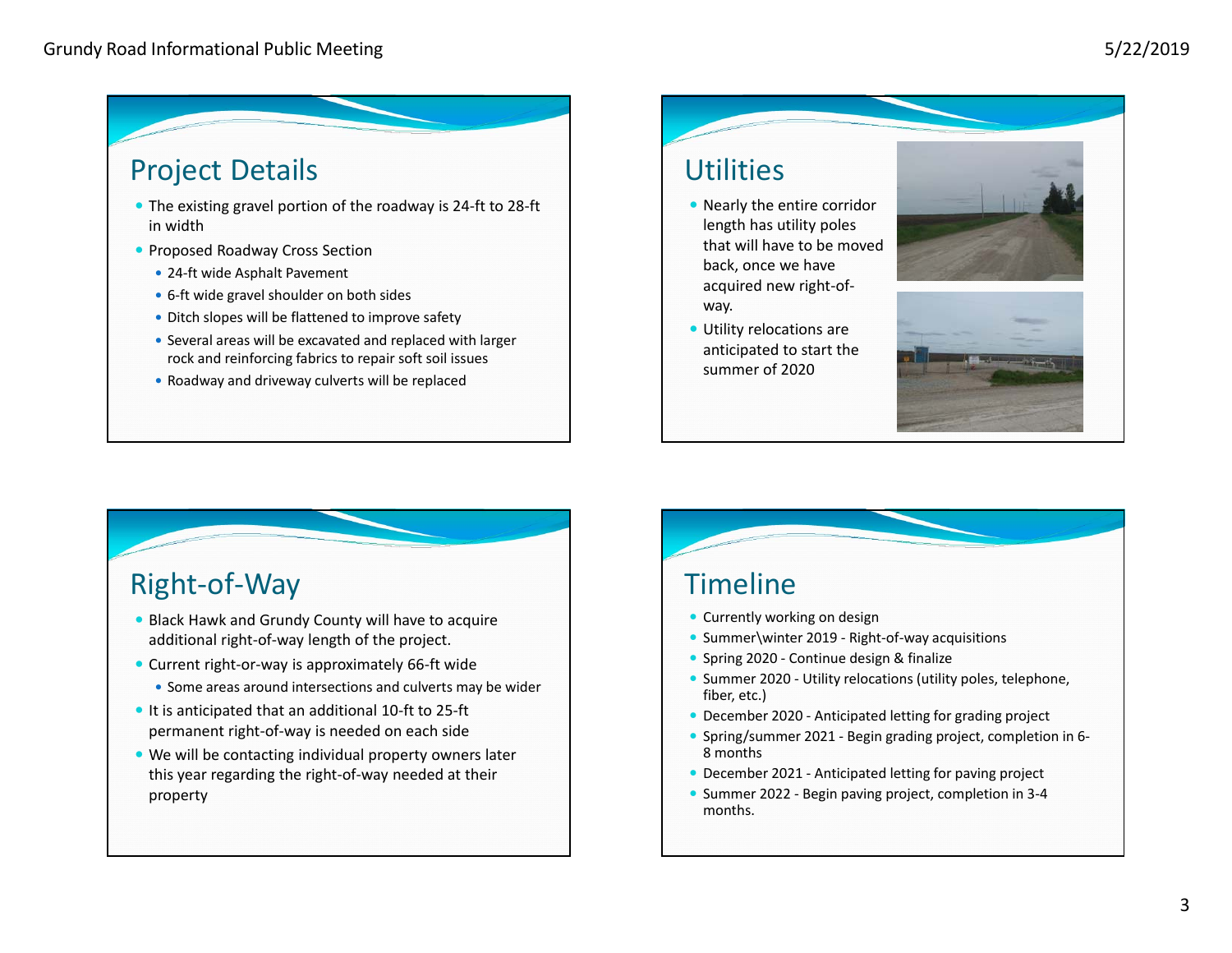## Project Details

- The existing gravel portion of the roadway is 24-ft to 28-ft in width
- Proposed Roadway Cross Section
  - 24-ft wide Asphalt Pavement
  - 6-ft wide gravel shoulder on both sides
  - Ditch slopes will be flattened to improve safety
  - Several areas will be excavated and replaced with larger rock and reinforcing fabrics to repair soft soil issues
  - Roadway and driveway culverts will be replaced

## Utilities

- Nearly the entire corridor length has utility poles that will have to be moved back, once we have acquired new right-of-way.
- Utility relocations are anticipated to start the summer of 2020

## Right-of-Way

- Black Hawk and Grundy County will have to acquire additional right-of-way length of the project.
- Current right-or-way is approximately 66-ft wide
  - Some areas around intersections and culverts may be wider
- It is anticipated that an additional 10-ft to 25-ft permanent right-of-way is needed on each side
- We will be contacting individual property owners later this year regarding the right-of-way needed at their property

## Timeline

- Currently working on design
- Summer\winter 2019 - Right-of-way acquisitions
- Spring 2020 - Continue design & finalize
- Summer 2020 - Utility relocations (utility poles, telephone, fiber, etc.)
- December 2020 - Anticipated letting for grading project
- Spring/summer 2021 - Begin grading project, completion in 6-8 months
- December 2021 - Anticipated letting for paving project
- Summer 2022 - Begin paving project, completion in 3-4 months.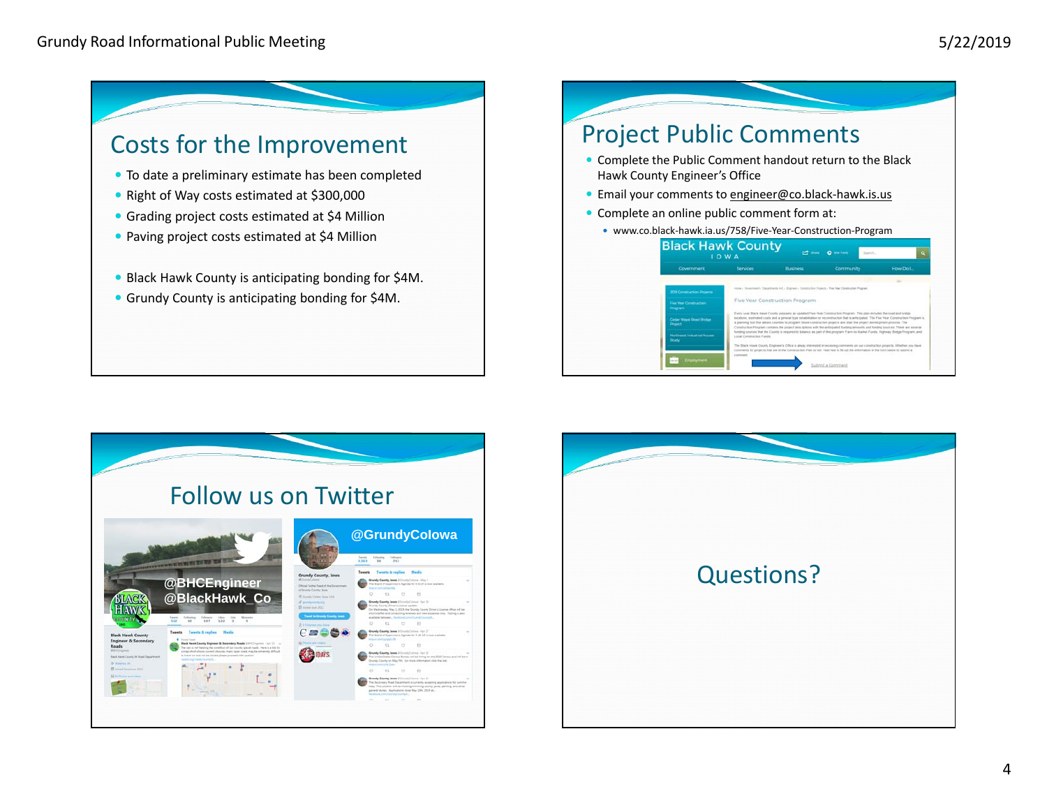## Costs for the Improvement

- To date a preliminary estimate has been completed
- Right of Way costs estimated at $300,000
- Grading project costs estimated at $4 Million
- Paving project costs estimated at $4 Million

- Black Hawk County is anticipating bonding for $4M.
- Grundy County is anticipating bonding for $4M.

## Project Public Comments

- Complete the Public Comment handout return to the Black Hawk County Engineer's Office
- Email your comments to engineer@co.black-hawk.is.us
- Complete an online public comment form at:
  - www.co.black-hawk.ia.us/758/Five-Year-Construction-Program

## Follow us on Twitter

@BHCEngineer
@BlackHawk_Co

@GrundyCoIowa

## Questions?